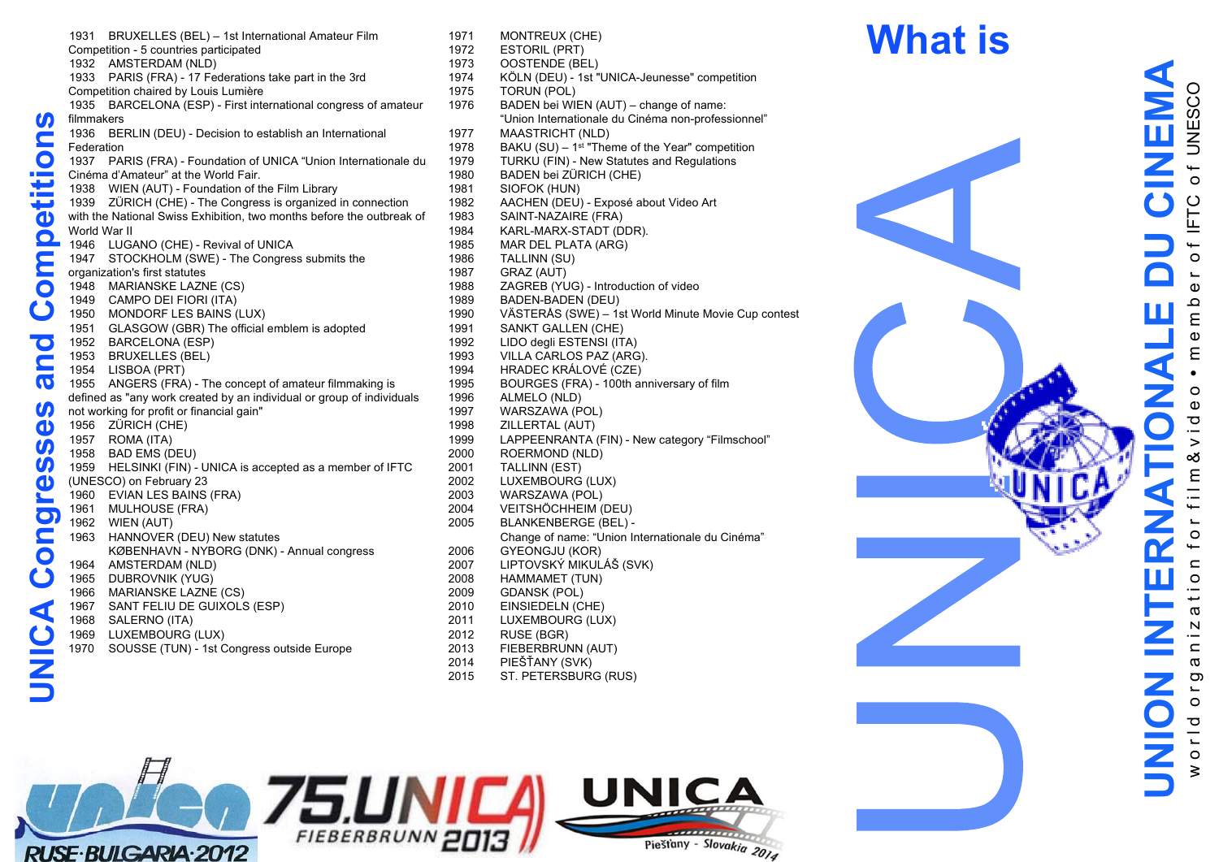# UNICA Congresses and Competitions

1931 BRUXELLES (BEL) – 1st International Amateur Film Competition - 5 countries participated
1932 AMSTERDAM (NLD)
1933 PARIS (FRA) - 17 Federations take part in the 3rd Competition chaired by Louis Lumière
1935 BARCELONA (ESP) - First international congress of amateur filmmakers
1936 BERLIN (DEU) - Decision to establish an International Federation
1937 PARIS (FRA) - Foundation of UNICA "Union Internationale du Cinéma d'Amateur" at the World Fair.
1938 WIEN (AUT) - Foundation of the Film Library
1939 ZÜRICH (CHE) - The Congress is organized in connection with the National Swiss Exhibition, two months before the outbreak of World War II
1946 LUGANO (CHE) - Revival of UNICA
1947 STOCKHOLM (SWE) - The Congress submits the organization's first statutes
1948 MARIANSKE LAZNE (CS)
1949 CAMPO DEI FIORI (ITA)
1950 MONDORF LES BAINS (LUX)
1951 GLASGOW (GBR) The official emblem is adopted
1952 BARCELONA (ESP)
1953 BRUXELLES (BEL)
1954 LISBOA (PRT)
1955 ANGERS (FRA) - The concept of amateur filmmaking is defined as "any work created by an individual or group of individuals not working for profit or financial gain"
1956 ZÜRICH (CHE)
1957 ROMA (ITA)
1958 BAD EMS (DEU)
1959 HELSINKI (FIN) - UNICA is accepted as a member of IFTC (UNESCO) on February 23
1960 EVIAN LES BAINS (FRA)
1961 MULHOUSE (FRA)
1962 WIEN (AUT)
1963 HANNOVER (DEU) New statutes
KØBENHAVN - NYBORG (DNK) - Annual congress
1964 AMSTERDAM (NLD)
1965 DUBROVNIK (YUG)
1966 MARIANSKE LAZNE (CS)
1967 SANT FELIU DE GUIXOLS (ESP)
1968 SALERNO (ITA)
1969 LUXEMBOURG (LUX)
1970 SOUSSE (TUN) - 1st Congress outside Europe
1971 MONTREUX (CHE)
1972 ESTORIL (PRT)
1973 OOSTENDE (BEL)
1974 KÖLN (DEU) - 1st "UNICA-Jeunesse" competition
1975 TORUN (POL)
1976 BADEN bei WIEN (AUT) – change of name: "Union Internationale du Cinéma non-professionnel"
1977 MAASTRICHT (NLD)
1978 BAKU (SU) – 1st "Theme of the Year" competition
1979 TURKU (FIN) - New Statutes and Regulations
1980 BADEN bei ZÜRICH (CHE)
1981 SIOFOK (HUN)
1982 AACHEN (DEU) - Exposé about Video Art
1983 SAINT-NAZAIRE (FRA)
1984 KARL-MARX-STADT (DDR).
1985 MAR DEL PLATA (ARG)
1986 TALLINN (SU)
1987 GRAZ (AUT)
1988 ZAGREB (YUG) - Introduction of video
1989 BADEN-BADEN (DEU)
1990 VÄSTERÅS (SWE) – 1st World Minute Movie Cup contest
1991 SANKT GALLEN (CHE)
1992 LIDO degli ESTENSI (ITA)
1993 VILLA CARLOS PAZ (ARG).
1994 HRADEC KRÁLOVÉ (CZE)
1995 BOURGES (FRA) - 100th anniversary of film
1996 ALMELO (NLD)
1997 WARSZAWA (POL)
1998 ZILLERTAL (AUT)
1999 LAPPEENRANTA (FIN) - New category "Filmschool"
2000 ROERMOND (NLD)
2001 TALLINN (EST)
2002 LUXEMBOURG (LUX)
2003 WARSZAWA (POL)
2004 VEITSHÖCHHEIM (DEU)
2005 BLANKENBERGE (BEL) - Change of name: "Union Internationale du Cinéma"
2006 GYEONGJU (KOR)
2007 LIPTOVSKÝ MIKULÁŠ (SVK)
2008 HAMMAMET (TUN)
2009 GDANSK (POL)
2010 EINSIEDELN (CHE)
2011 LUXEMBOURG (LUX)
2012 RUSE (BGR)
2013 FIEBERBRUNN (AUT)
2014 PIEŠŤANY (SVK)
2015 ST. PETERSBURG (RUS)

RUSE·BULGARIA·2012

75.UNICA FIEBERBRUNN 2013

UNICA Piešťany - Slovakia 2014

# What is UNICA

## UNION INTERNATIONALE DU CINEMA

world organization for film & video • member of IFTC of UNESCO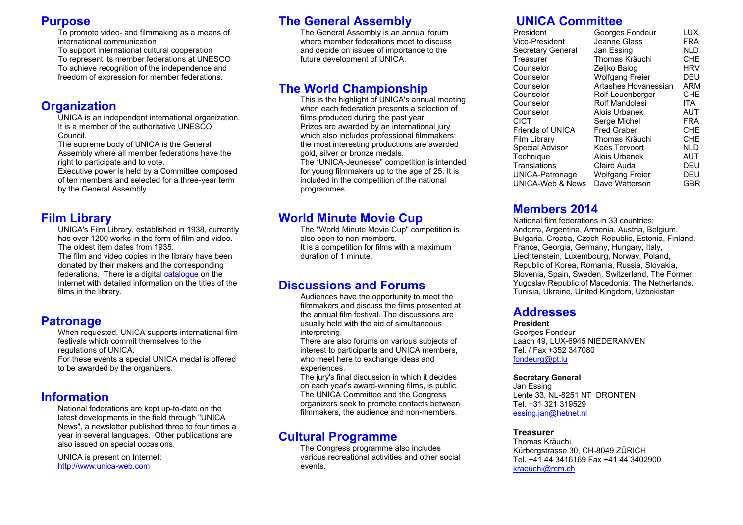## Purpose

To promote video- and filmmaking as a means of international communication
To support international cultural cooperation
To represent its member federations at UNESCO
To achieve recognition of the independence and freedom of expression for member federations.

## Organization

UNICA is an independent international organization. It is a member of the authoritative UNESCO Council.
The supreme body of UNICA is the General Assembly where all member federations have the right to participate and to vote.
Executive power is held by a Committee composed of ten members and selected for a three-year term by the General Assembly.

## Film Library

UNICA's Film Library, established in 1938, currently has over 1200 works in the form of film and video. The oldest item dates from 1935.
The film and video copies in the library have been donated by their makers and the corresponding federations. There is a digital catalogue on the Internet with detailed information on the titles of the films in the library.

## Patronage

When requested, UNICA supports international film festivals which commit themselves to the regulations of UNICA.
For these events a special UNICA medal is offered to be awarded by the organizers.

## Information

National federations are kept up-to-date on the latest developments in the field through "UNICA News", a newsletter published three to four times a year in several languages. Other publications are also issued on special occasions.

UNICA is present on Internet:
http://www.unica-web.com

## The General Assembly

The General Assembly is an annual forum where member federations meet to discuss and decide on issues of importance to the future development of UNICA.

## The World Championship

This is the highlight of UNICA's annual meeting when each federation presents a selection of films produced during the past year.
Prizes are awarded by an international jury which also includes professional filmmakers: the most interesting productions are awarded gold, silver or bronze medals.
The "UNICA-Jeunesse" competition is intended for young filmmakers up to the age of 25. It is included in the competition of the national programmes.

## World Minute Movie Cup

The "World Minute Movie Cup" competition is also open to non-members.
It is a competition for films with a maximum duration of 1 minute.

## Discussions and Forums

Audiences have the opportunity to meet the filmmakers and discuss the films presented at the annual film festival. The discussions are usually held with the aid of simultaneous interpreting.
There are also forums on various subjects of interest to participants and UNICA members, who meet here to exchange ideas and experiences.
The jury's final discussion in which it decides on each year's award-winning films, is public.
The UNICA Committee and the Congress organizers seek to promote contacts between filmmakers, the audience and non-members.

## Cultural Programme

The Congress programme also includes various recreational activities and other social events.

## UNICA Committee

| | | |
|---|---|---|
| President | Georges Fondeur | LUX |
| Vice-President | Jeanne Glass | FRA |
| Secretary General | Jan Essing | NLD |
| Treasurer | Thomas Kräuchi | CHE |
| Counselor | Zeljko Balog | HRV |
| Counselor | Wolfgang Freier | DEU |
| Counselor | Artashes Hovanessian | ARM |
| Counselor | Rolf Leuenberger | CHE |
| Counselor | Rolf Mandolesi | ITA |
| Counselor | Alois Urbanek | AUT |
| CICT | Serge Michel | FRA |
| Friends of UNICA | Fred Graber | CHE |
| Film Library | Thomas Kräuchi | CHE |
| Special Advisor | Kees Tervoort | NLD |
| Technique | Alois Urbanek | AUT |
| Translations | Claire Auda | DEU |
| UNICA-Patronage | Wolfgang Freier | DEU |
| UNICA-Web & News | Dave Watterson | GBR |

## Members 2014

National film federations in 33 countries:
Andorra, Argentina, Armenia, Austria, Belgium, Bulgaria, Croatia, Czech Republic, Estonia, Finland, France, Georgia, Germany, Hungary, Italy, Liechtenstein, Luxembourg, Norway, Poland, Republic of Korea, Romania, Russia, Slovakia, Slovenia, Spain, Sweden, Switzerland, The Former Yugoslav Republic of Macedonia, The Netherlands, Tunisia, Ukraine, United Kingdom, Uzbekistan

## Addresses

**President**
Georges Fondeur
Laach 49, LUX-6945 NIEDERANVEN
Tel. / Fax +352 347080
fondeurg@pt.lu

**Secretary General**
Jan Essing
Lente 33, NL-8251 NT DRONTEN
Tel. +31 321 319529
essing.jan@hetnet.nl

**Treasurer**
Thomas Kräuchi
Kürbergstrasse 30, CH-8049 ZÜRICH
Tel. +41 44 3416169 Fax +41 44 3402900
kraeuchi@rcm.ch